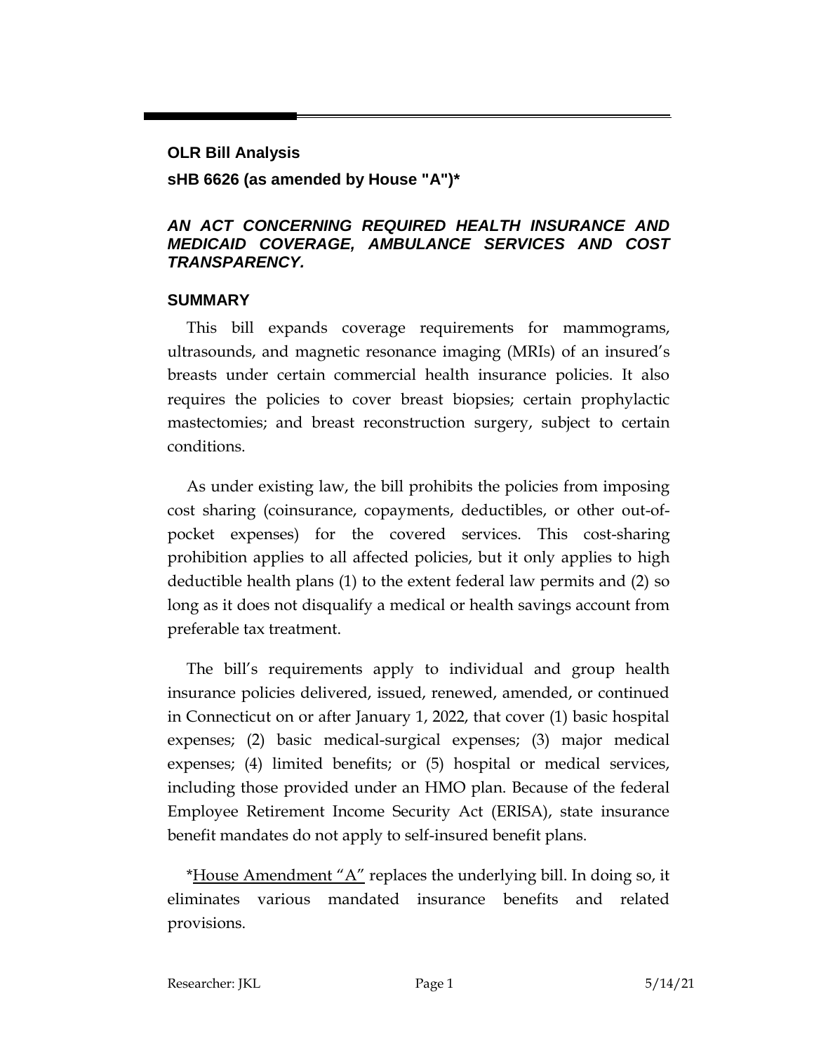**OLR Bill Analysis**

**sHB 6626 (as amended by House "A")***

***AN ACT CONCERNING REQUIRED HEALTH INSURANCE AND MEDICAID COVERAGE, AMBULANCE SERVICES AND COST TRANSPARENCY.***

## SUMMARY

This bill expands coverage requirements for mammograms, ultrasounds, and magnetic resonance imaging (MRIs) of an insured's breasts under certain commercial health insurance policies. It also requires the policies to cover breast biopsies; certain prophylactic mastectomies; and breast reconstruction surgery, subject to certain conditions.

As under existing law, the bill prohibits the policies from imposing cost sharing (coinsurance, copayments, deductibles, or other out-of-pocket expenses) for the covered services. This cost-sharing prohibition applies to all affected policies, but it only applies to high deductible health plans (1) to the extent federal law permits and (2) so long as it does not disqualify a medical or health savings account from preferable tax treatment.

The bill's requirements apply to individual and group health insurance policies delivered, issued, renewed, amended, or continued in Connecticut on or after January 1, 2022, that cover (1) basic hospital expenses; (2) basic medical-surgical expenses; (3) major medical expenses; (4) limited benefits; or (5) hospital or medical services, including those provided under an HMO plan. Because of the federal Employee Retirement Income Security Act (ERISA), state insurance benefit mandates do not apply to self-insured benefit plans.

*<u>House Amendment "A"</u> replaces the underlying bill. In doing so, it eliminates various mandated insurance benefits and related provisions.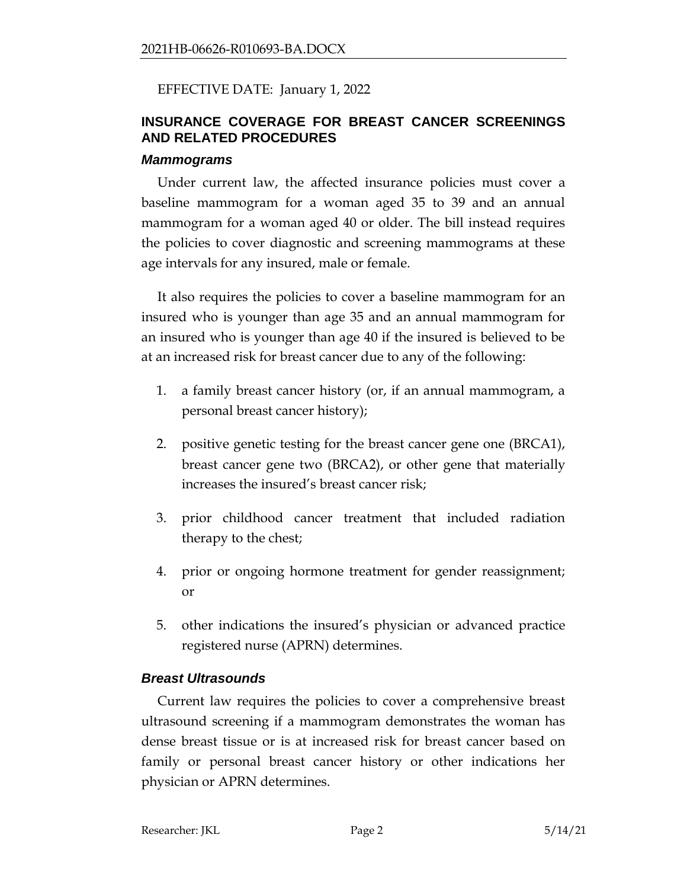EFFECTIVE DATE: January 1, 2022

## INSURANCE COVERAGE FOR BREAST CANCER SCREENINGS AND RELATED PROCEDURES

### *Mammograms*

Under current law, the affected insurance policies must cover a baseline mammogram for a woman aged 35 to 39 and an annual mammogram for a woman aged 40 or older. The bill instead requires the policies to cover diagnostic and screening mammograms at these age intervals for any insured, male or female.

It also requires the policies to cover a baseline mammogram for an insured who is younger than age 35 and an annual mammogram for an insured who is younger than age 40 if the insured is believed to be at an increased risk for breast cancer due to any of the following:

1. a family breast cancer history (or, if an annual mammogram, a personal breast cancer history);
2. positive genetic testing for the breast cancer gene one (BRCA1), breast cancer gene two (BRCA2), or other gene that materially increases the insured's breast cancer risk;
3. prior childhood cancer treatment that included radiation therapy to the chest;
4. prior or ongoing hormone treatment for gender reassignment; or
5. other indications the insured's physician or advanced practice registered nurse (APRN) determines.

### *Breast Ultrasounds*

Current law requires the policies to cover a comprehensive breast ultrasound screening if a mammogram demonstrates the woman has dense breast tissue or is at increased risk for breast cancer based on family or personal breast cancer history or other indications her physician or APRN determines.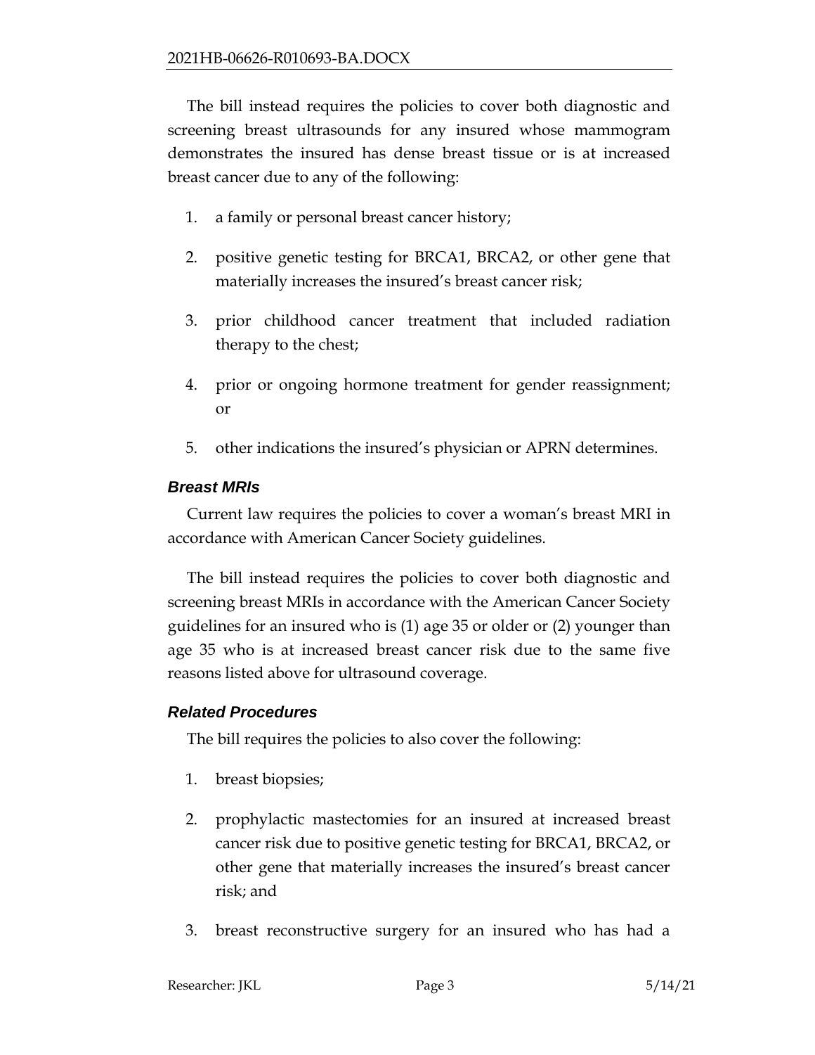The bill instead requires the policies to cover both diagnostic and screening breast ultrasounds for any insured whose mammogram demonstrates the insured has dense breast tissue or is at increased breast cancer due to any of the following:

1. a family or personal breast cancer history;
2. positive genetic testing for BRCA1, BRCA2, or other gene that materially increases the insured's breast cancer risk;
3. prior childhood cancer treatment that included radiation therapy to the chest;
4. prior or ongoing hormone treatment for gender reassignment; or
5. other indications the insured's physician or APRN determines.

### *Breast MRIs*

Current law requires the policies to cover a woman's breast MRI in accordance with American Cancer Society guidelines.

The bill instead requires the policies to cover both diagnostic and screening breast MRIs in accordance with the American Cancer Society guidelines for an insured who is (1) age 35 or older or (2) younger than age 35 who is at increased breast cancer risk due to the same five reasons listed above for ultrasound coverage.

### *Related Procedures*

The bill requires the policies to also cover the following:

1. breast biopsies;
2. prophylactic mastectomies for an insured at increased breast cancer risk due to positive genetic testing for BRCA1, BRCA2, or other gene that materially increases the insured's breast cancer risk; and
3. breast reconstructive surgery for an insured who has had a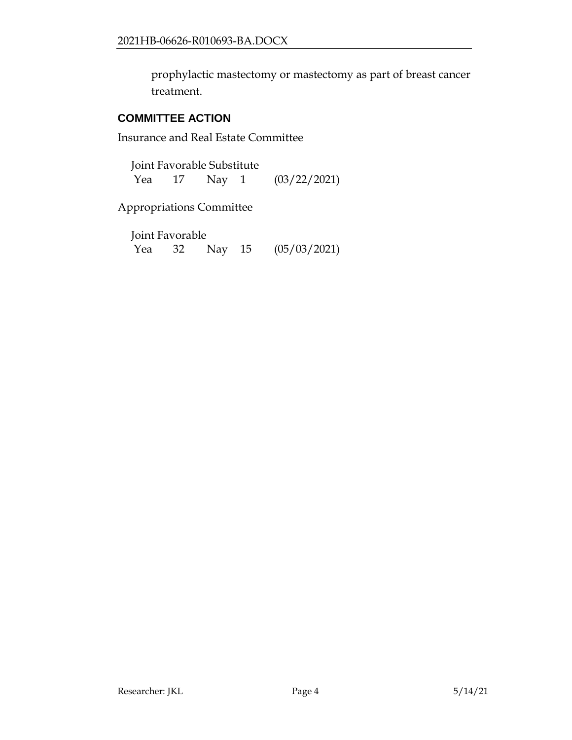prophylactic mastectomy or mastectomy as part of breast cancer treatment.

## COMMITTEE ACTION

Insurance and Real Estate Committee

| | | | | |
|---|---|---|---|---|
| Joint Favorable Substitute | | | | |
| Yea | 17 | Nay | 1 | (03/22/2021) |

Appropriations Committee

| | | | | |
|---|---|---|---|---|
| Joint Favorable | | | | |
| Yea | 32 | Nay | 15 | (05/03/2021) |